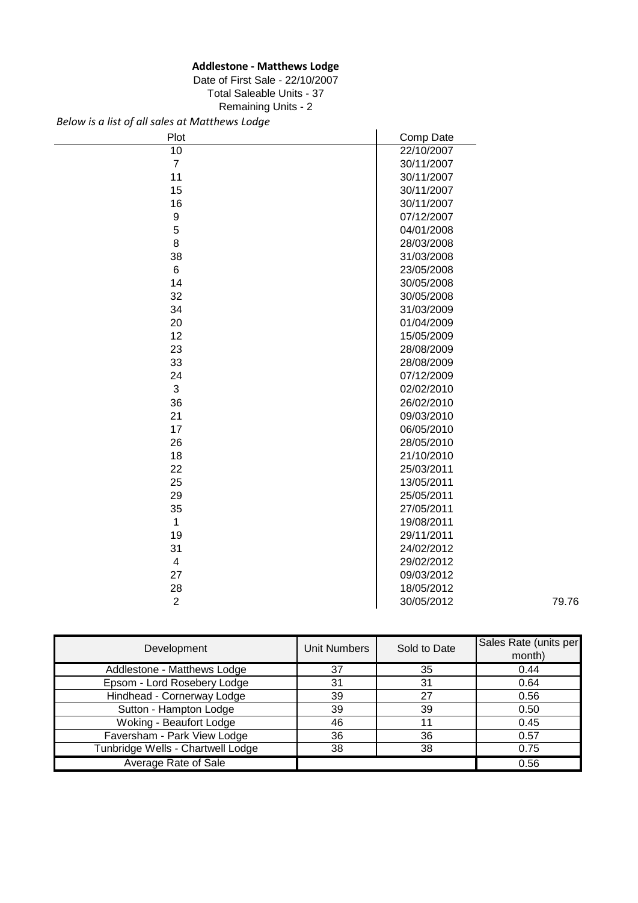**Addlestone - Matthews Lodge**

Date of First Sale - 22/10/2007

Total Saleable Units - 37

Remaining Units - 2

*Below is a list of all sales at Matthews Lodge*

| Plot | Comp Date | |
|---|---|---|
| 10 | 22/10/2007 | |
| 7 | 30/11/2007 | |
| 11 | 30/11/2007 | |
| 15 | 30/11/2007 | |
| 16 | 30/11/2007 | |
| 9 | 07/12/2007 | |
| 5 | 04/01/2008 | |
| 8 | 28/03/2008 | |
| 38 | 31/03/2008 | |
| 6 | 23/05/2008 | |
| 14 | 30/05/2008 | |
| 32 | 30/05/2008 | |
| 34 | 31/03/2009 | |
| 20 | 01/04/2009 | |
| 12 | 15/05/2009 | |
| 23 | 28/08/2009 | |
| 33 | 28/08/2009 | |
| 24 | 07/12/2009 | |
| 3 | 02/02/2010 | |
| 36 | 26/02/2010 | |
| 21 | 09/03/2010 | |
| 17 | 06/05/2010 | |
| 26 | 28/05/2010 | |
| 18 | 21/10/2010 | |
| 22 | 25/03/2011 | |
| 25 | 13/05/2011 | |
| 29 | 25/05/2011 | |
| 35 | 27/05/2011 | |
| 1 | 19/08/2011 | |
| 19 | 29/11/2011 | |
| 31 | 24/02/2012 | |
| 4 | 29/02/2012 | |
| 27 | 09/03/2012 | |
| 28 | 18/05/2012 | |
| 2 | 30/05/2012 | 79.76 |

| Development | Unit Numbers | Sold to Date | Sales Rate (units per month) |
|---|---|---|---|
| Addlestone - Matthews Lodge | 37 | 35 | 0.44 |
| Epsom - Lord Rosebery Lodge | 31 | 31 | 0.64 |
| Hindhead - Cornerway Lodge | 39 | 27 | 0.56 |
| Sutton - Hampton Lodge | 39 | 39 | 0.50 |
| Woking - Beaufort Lodge | 46 | 11 | 0.45 |
| Faversham - Park View Lodge | 36 | 36 | 0.57 |
| Tunbridge Wells - Chartwell Lodge | 38 | 38 | 0.75 |
| Average Rate of Sale | | | 0.56 |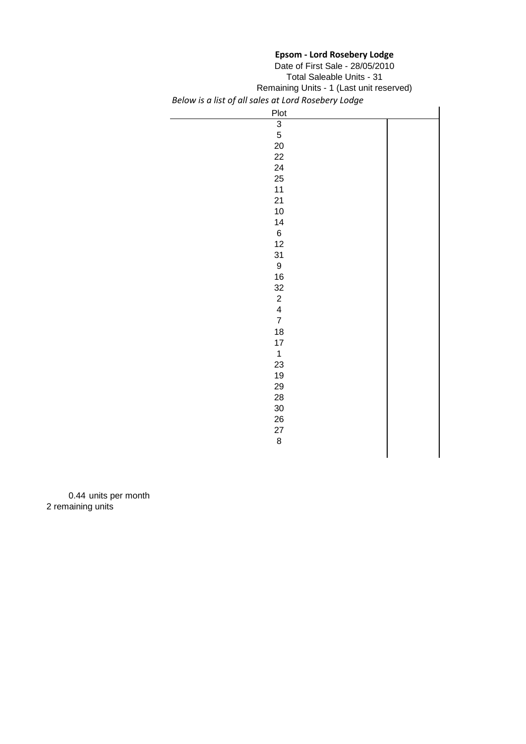**Epsom - Lord Rosebery Lodge**

Date of First Sale - 28/05/2010

Total Saleable Units - 31

Remaining Units - 1 (Last unit reserved)

*Below is a list of all sales at Lord Rosebery Lodge*

| Plot | |
|---|---|
| 3 | |
| 5 | |
| 20 | |
| 22 | |
| 24 | |
| 25 | |
| 11 | |
| 21 | |
| 10 | |
| 14 | |
| 6 | |
| 12 | |
| 31 | |
| 9 | |
| 16 | |
| 32 | |
| 2 | |
| 4 | |
| 7 | |
| 18 | |
| 17 | |
| 1 | |
| 23 | |
| 19 | |
| 29 | |
| 28 | |
| 30 | |
| 26 | |
| 27 | |
| 8 | |

0.44 units per month

2 remaining units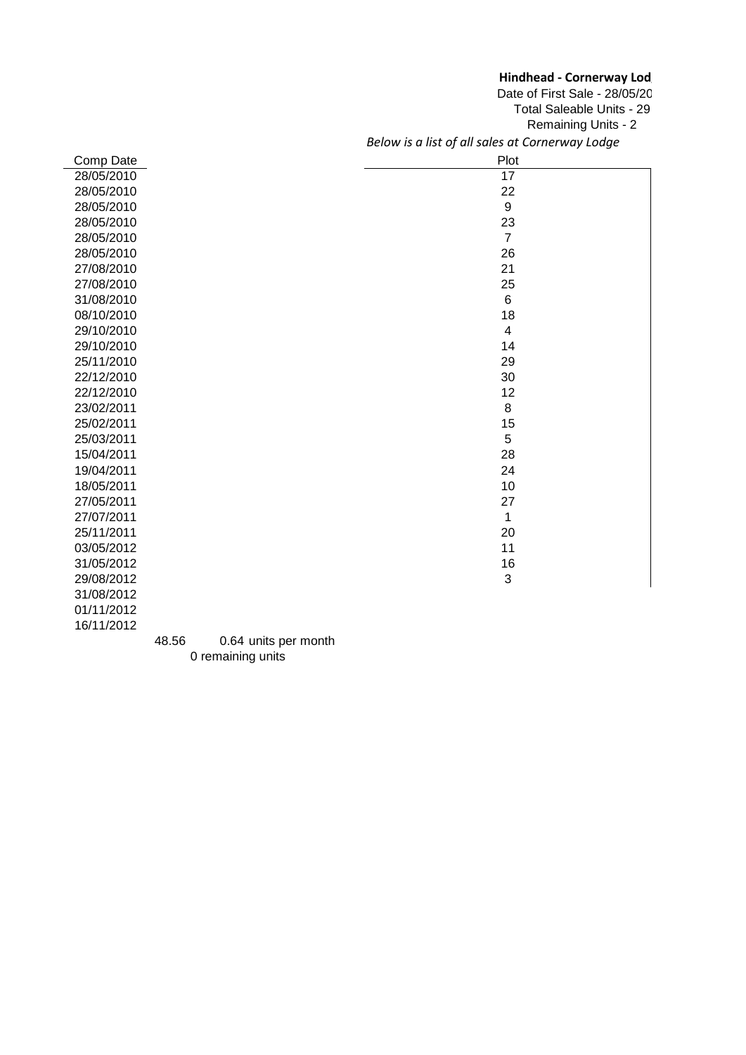**Hindhead - Cornerway Lod**

Date of First Sale - 28/05/20

Total Saleable Units - 29

Remaining Units - 2

*Below is a list of all sales at Cornerway Lodge*

| Comp Date | Plot |
|---|---|
| 28/05/2010 | 17 |
| 28/05/2010 | 22 |
| 28/05/2010 | 9 |
| 28/05/2010 | 23 |
| 28/05/2010 | 7 |
| 28/05/2010 | 26 |
| 27/08/2010 | 21 |
| 27/08/2010 | 25 |
| 31/08/2010 | 6 |
| 08/10/2010 | 18 |
| 29/10/2010 | 4 |
| 29/10/2010 | 14 |
| 25/11/2010 | 29 |
| 22/12/2010 | 30 |
| 22/12/2010 | 12 |
| 23/02/2011 | 8 |
| 25/02/2011 | 15 |
| 25/03/2011 | 5 |
| 15/04/2011 | 28 |
| 19/04/2011 | 24 |
| 18/05/2011 | 10 |
| 27/05/2011 | 27 |
| 27/07/2011 | 1 |
| 25/11/2011 | 20 |
| 03/05/2012 | 11 |
| 31/05/2012 | 16 |
| 29/08/2012 | 3 |
| 31/08/2012 | |
| 01/11/2012 | |
| 16/11/2012 | |

48.56 0.64 units per month

0 remaining units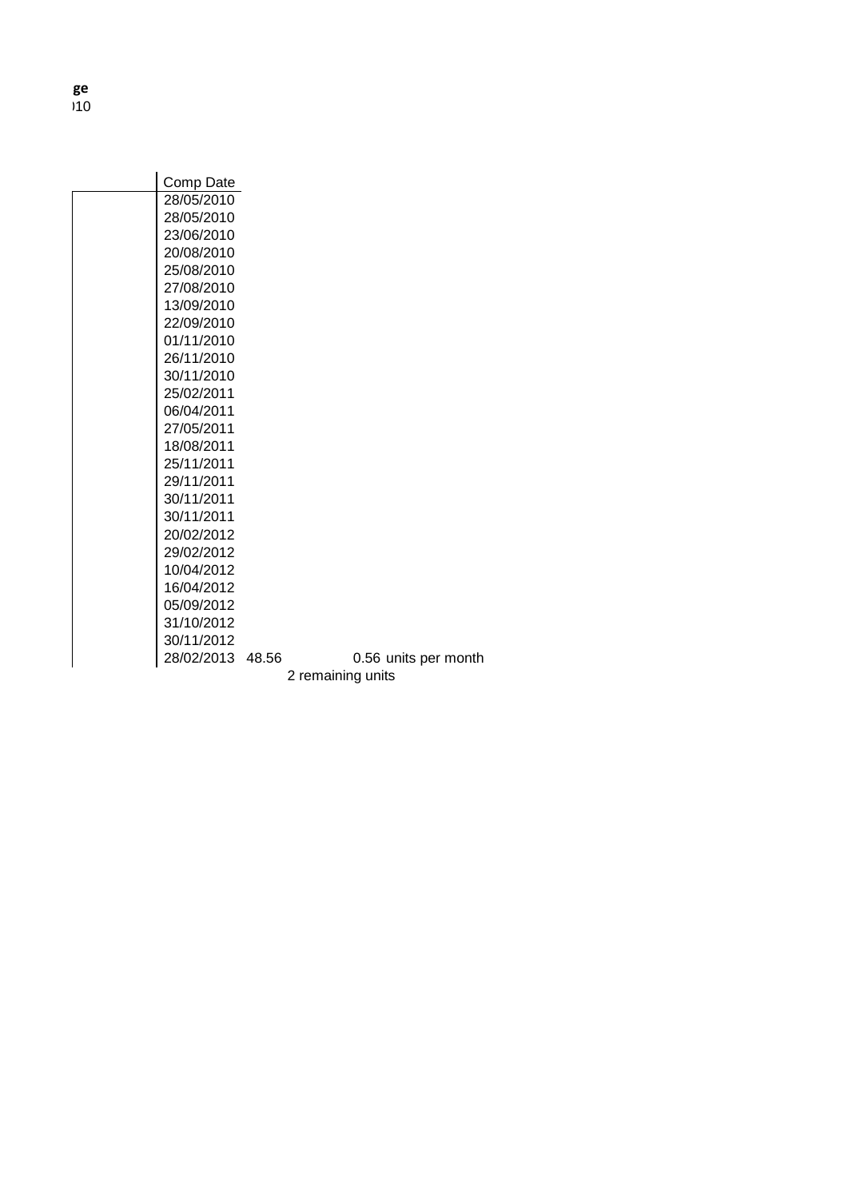**ge**
)10

| Comp Date | | | |
|---|---|---|---|
| 28/05/2010 | | | |
| 28/05/2010 | | | |
| 23/06/2010 | | | |
| 20/08/2010 | | | |
| 25/08/2010 | | | |
| 27/08/2010 | | | |
| 13/09/2010 | | | |
| 22/09/2010 | | | |
| 01/11/2010 | | | |
| 26/11/2010 | | | |
| 30/11/2010 | | | |
| 25/02/2011 | | | |
| 06/04/2011 | | | |
| 27/05/2011 | | | |
| 18/08/2011 | | | |
| 25/11/2011 | | | |
| 29/11/2011 | | | |
| 30/11/2011 | | | |
| 30/11/2011 | | | |
| 20/02/2012 | | | |
| 29/02/2012 | | | |
| 10/04/2012 | | | |
| 16/04/2012 | | | |
| 05/09/2012 | | | |
| 31/10/2012 | | | |
| 30/11/2012 | | | |
| 28/02/2013 | 48.56 | 0.56 | units per month |
| | | 2 remaining units | |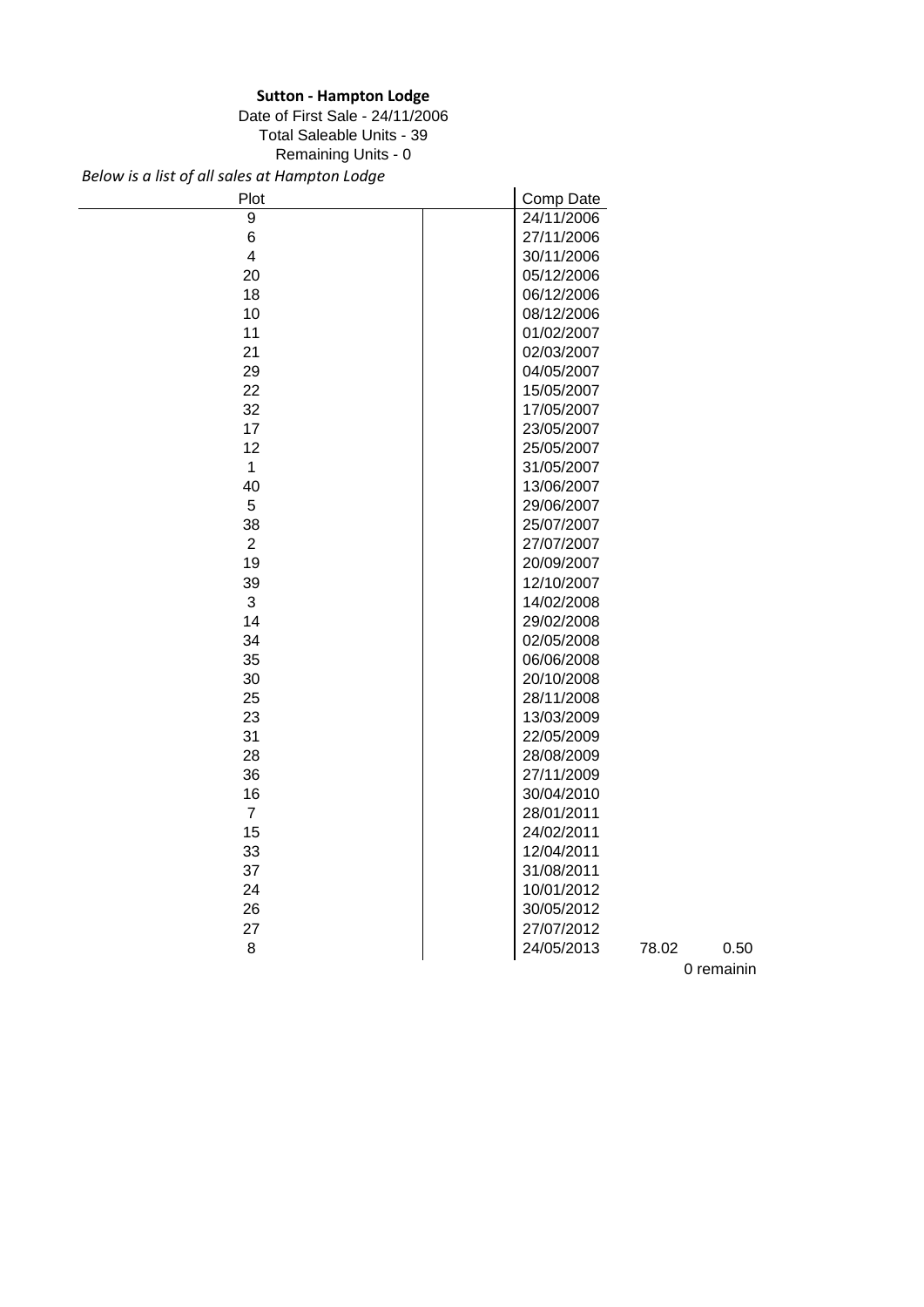**Sutton - Hampton Lodge**

Date of First Sale - 24/11/2006

Total Saleable Units - 39

Remaining Units - 0

*Below is a list of all sales at Hampton Lodge*

| Plot | | Comp Date | | |
|---|---|---|---|---|
| 9 | | 24/11/2006 | | |
| 6 | | 27/11/2006 | | |
| 4 | | 30/11/2006 | | |
| 20 | | 05/12/2006 | | |
| 18 | | 06/12/2006 | | |
| 10 | | 08/12/2006 | | |
| 11 | | 01/02/2007 | | |
| 21 | | 02/03/2007 | | |
| 29 | | 04/05/2007 | | |
| 22 | | 15/05/2007 | | |
| 32 | | 17/05/2007 | | |
| 17 | | 23/05/2007 | | |
| 12 | | 25/05/2007 | | |
| 1 | | 31/05/2007 | | |
| 40 | | 13/06/2007 | | |
| 5 | | 29/06/2007 | | |
| 38 | | 25/07/2007 | | |
| 2 | | 27/07/2007 | | |
| 19 | | 20/09/2007 | | |
| 39 | | 12/10/2007 | | |
| 3 | | 14/02/2008 | | |
| 14 | | 29/02/2008 | | |
| 34 | | 02/05/2008 | | |
| 35 | | 06/06/2008 | | |
| 30 | | 20/10/2008 | | |
| 25 | | 28/11/2008 | | |
| 23 | | 13/03/2009 | | |
| 31 | | 22/05/2009 | | |
| 28 | | 28/08/2009 | | |
| 36 | | 27/11/2009 | | |
| 16 | | 30/04/2010 | | |
| 7 | | 28/01/2011 | | |
| 15 | | 24/02/2011 | | |
| 33 | | 12/04/2011 | | |
| 37 | | 31/08/2011 | | |
| 24 | | 10/01/2012 | | |
| 26 | | 30/05/2012 | | |
| 27 | | 27/07/2012 | | |
| 8 | | 24/05/2013 | 78.02 | 0.50 |

0 remainin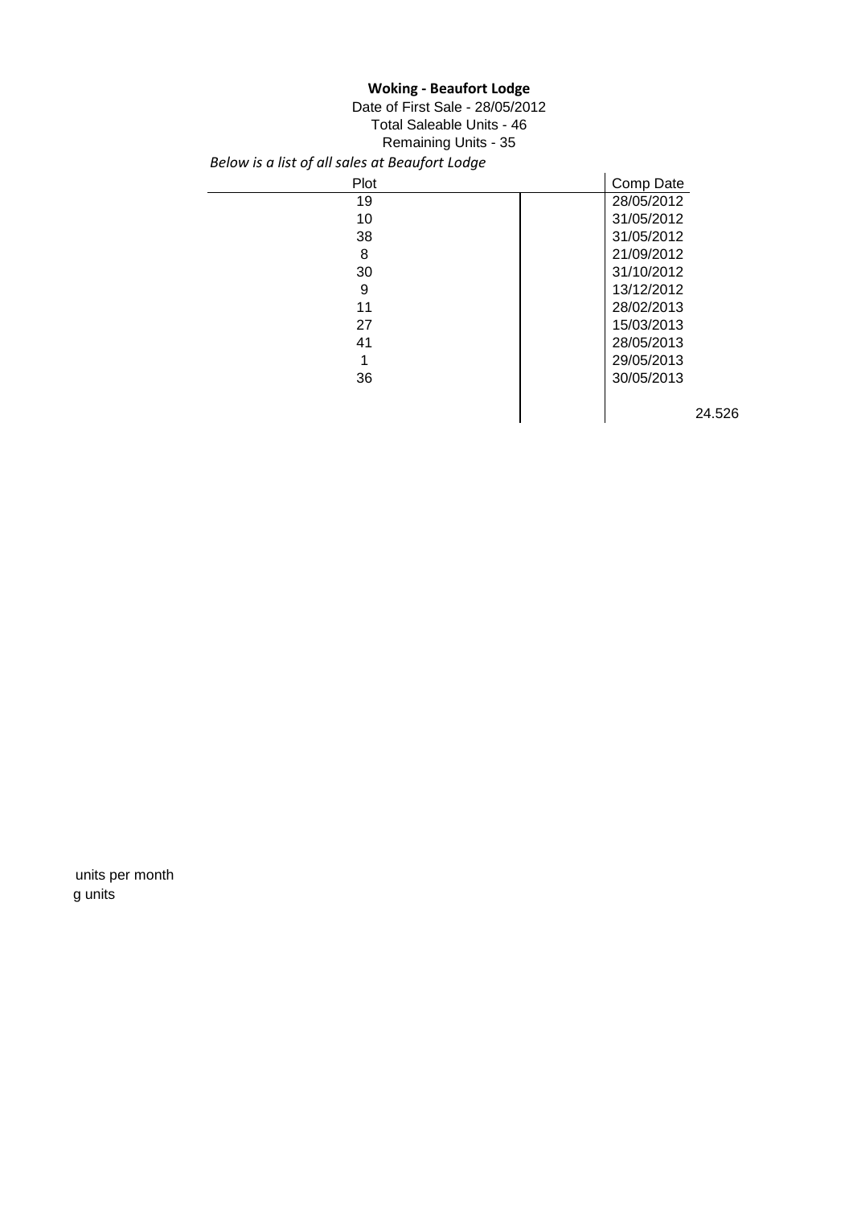**Woking - Beaufort Lodge**

Date of First Sale - 28/05/2012

Total Saleable Units - 46

Remaining Units - 35

*Below is a list of all sales at Beaufort Lodge*

| Plot | | Comp Date | |
|---|---|---|---|
| 19 | | 28/05/2012 | |
| 10 | | 31/05/2012 | |
| 38 | | 31/05/2012 | |
| 8 | | 21/09/2012 | |
| 30 | | 31/10/2012 | |
| 9 | | 13/12/2012 | |
| 11 | | 28/02/2013 | |
| 27 | | 15/03/2013 | |
| 41 | | 28/05/2013 | |
| 1 | | 29/05/2013 | |
| 36 | | 30/05/2013 | |
| | | | 24.526 |

units per month

g units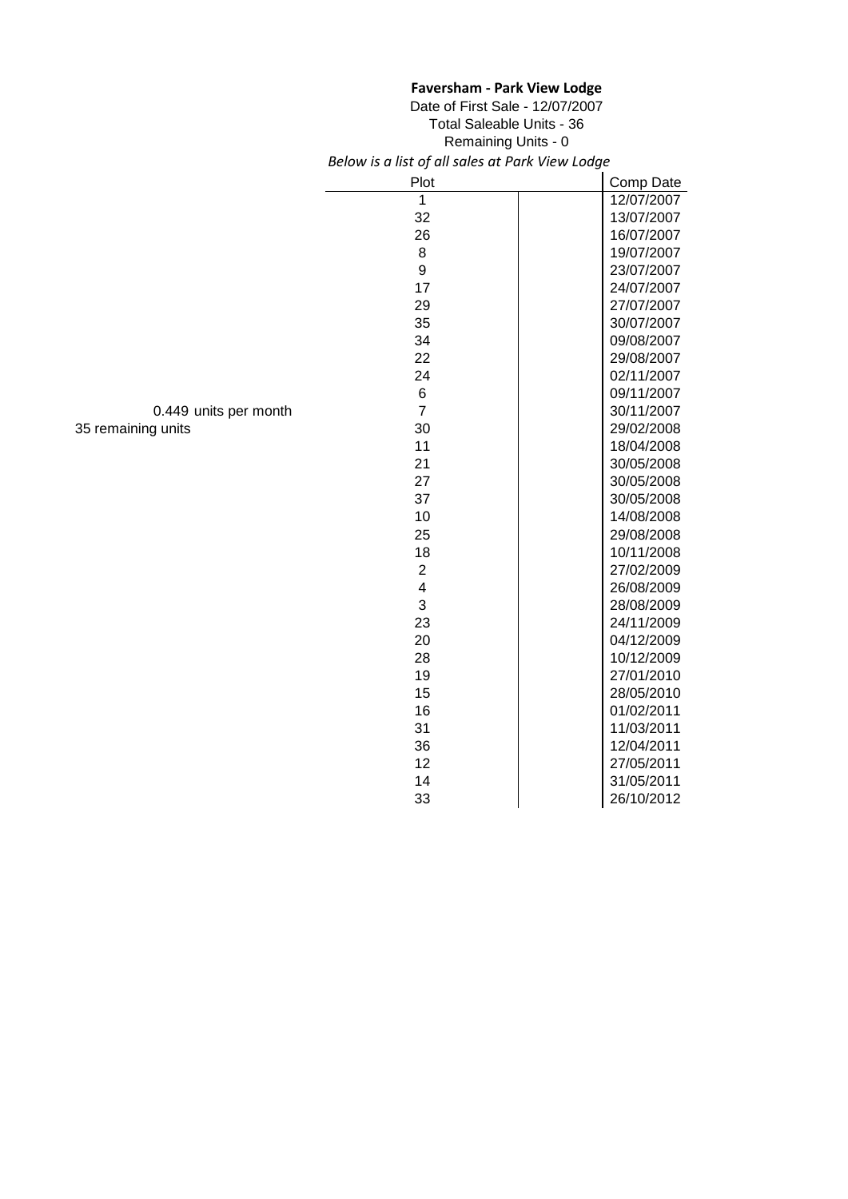**Faversham - Park View Lodge**

Date of First Sale - 12/07/2007

Total Saleable Units - 36

Remaining Units - 0

*Below is a list of all sales at Park View Lodge*

0.449 units per month

35 remaining units

| Plot | | Comp Date |
|---|---|---|
| 1 | | 12/07/2007 |
| 32 | | 13/07/2007 |
| 26 | | 16/07/2007 |
| 8 | | 19/07/2007 |
| 9 | | 23/07/2007 |
| 17 | | 24/07/2007 |
| 29 | | 27/07/2007 |
| 35 | | 30/07/2007 |
| 34 | | 09/08/2007 |
| 22 | | 29/08/2007 |
| 24 | | 02/11/2007 |
| 6 | | 09/11/2007 |
| 7 | | 30/11/2007 |
| 30 | | 29/02/2008 |
| 11 | | 18/04/2008 |
| 21 | | 30/05/2008 |
| 27 | | 30/05/2008 |
| 37 | | 30/05/2008 |
| 10 | | 14/08/2008 |
| 25 | | 29/08/2008 |
| 18 | | 10/11/2008 |
| 2 | | 27/02/2009 |
| 4 | | 26/08/2009 |
| 3 | | 28/08/2009 |
| 23 | | 24/11/2009 |
| 20 | | 04/12/2009 |
| 28 | | 10/12/2009 |
| 19 | | 27/01/2010 |
| 15 | | 28/05/2010 |
| 16 | | 01/02/2011 |
| 31 | | 11/03/2011 |
| 36 | | 12/04/2011 |
| 12 | | 27/05/2011 |
| 14 | | 31/05/2011 |
| 33 | | 26/10/2012 |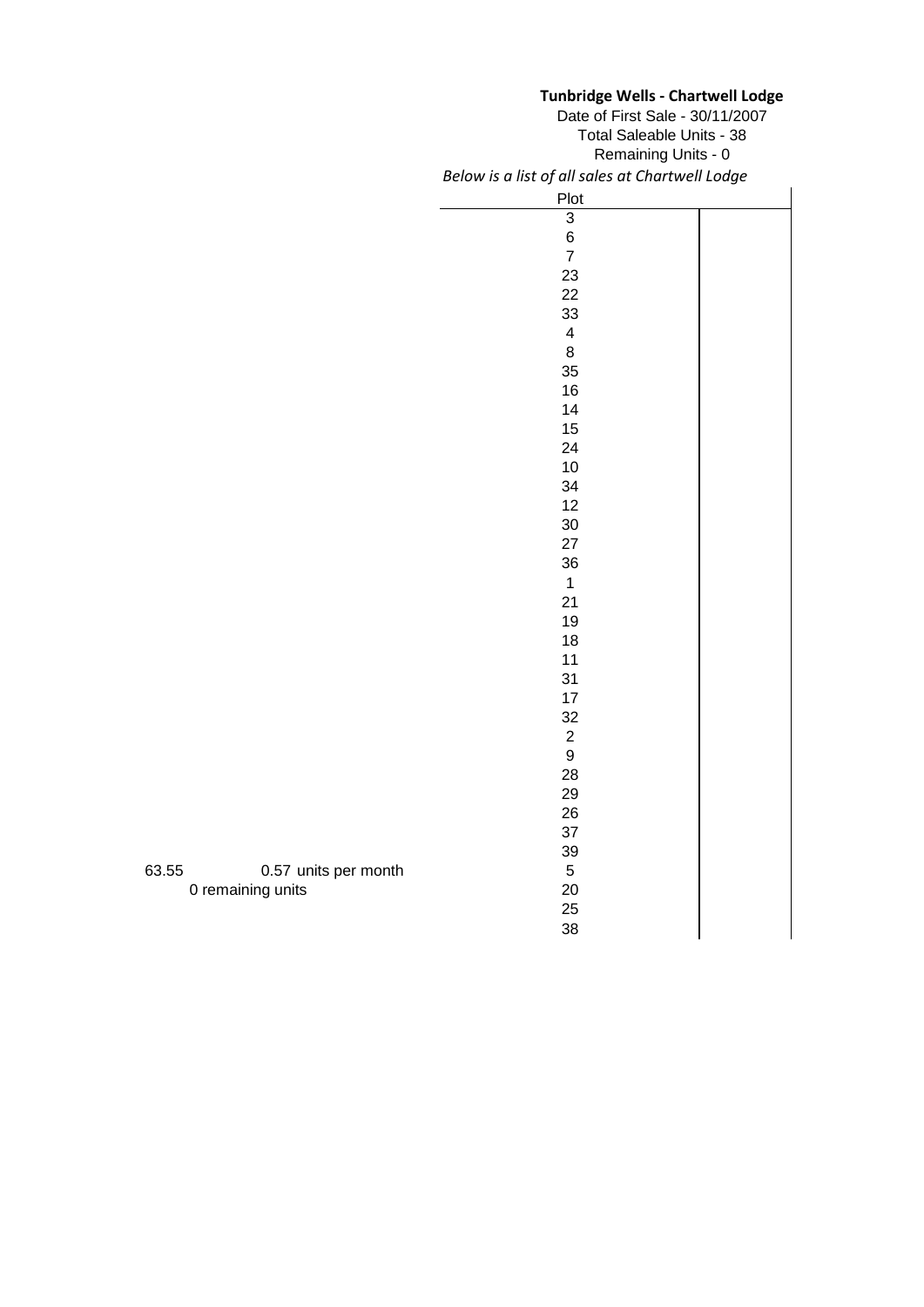**Tunbridge Wells - Chartwell Lodge**

Date of First Sale - 30/11/2007

Total Saleable Units - 38

Remaining Units - 0

*Below is a list of all sales at Chartwell Lodge*

| Plot | |
|---|---|
| 3 | |
| 6 | |
| 7 | |
| 23 | |
| 22 | |
| 33 | |
| 4 | |
| 8 | |
| 35 | |
| 16 | |
| 14 | |
| 15 | |
| 24 | |
| 10 | |
| 34 | |
| 12 | |
| 30 | |
| 27 | |
| 36 | |
| 1 | |
| 21 | |
| 19 | |
| 18 | |
| 11 | |
| 31 | |
| 17 | |
| 32 | |
| 2 | |
| 9 | |
| 28 | |
| 29 | |
| 26 | |
| 37 | |
| 39 | |
| 5 | |
| 20 | |
| 25 | |
| 38 | |

63.55 0.57 units per month

0 remaining units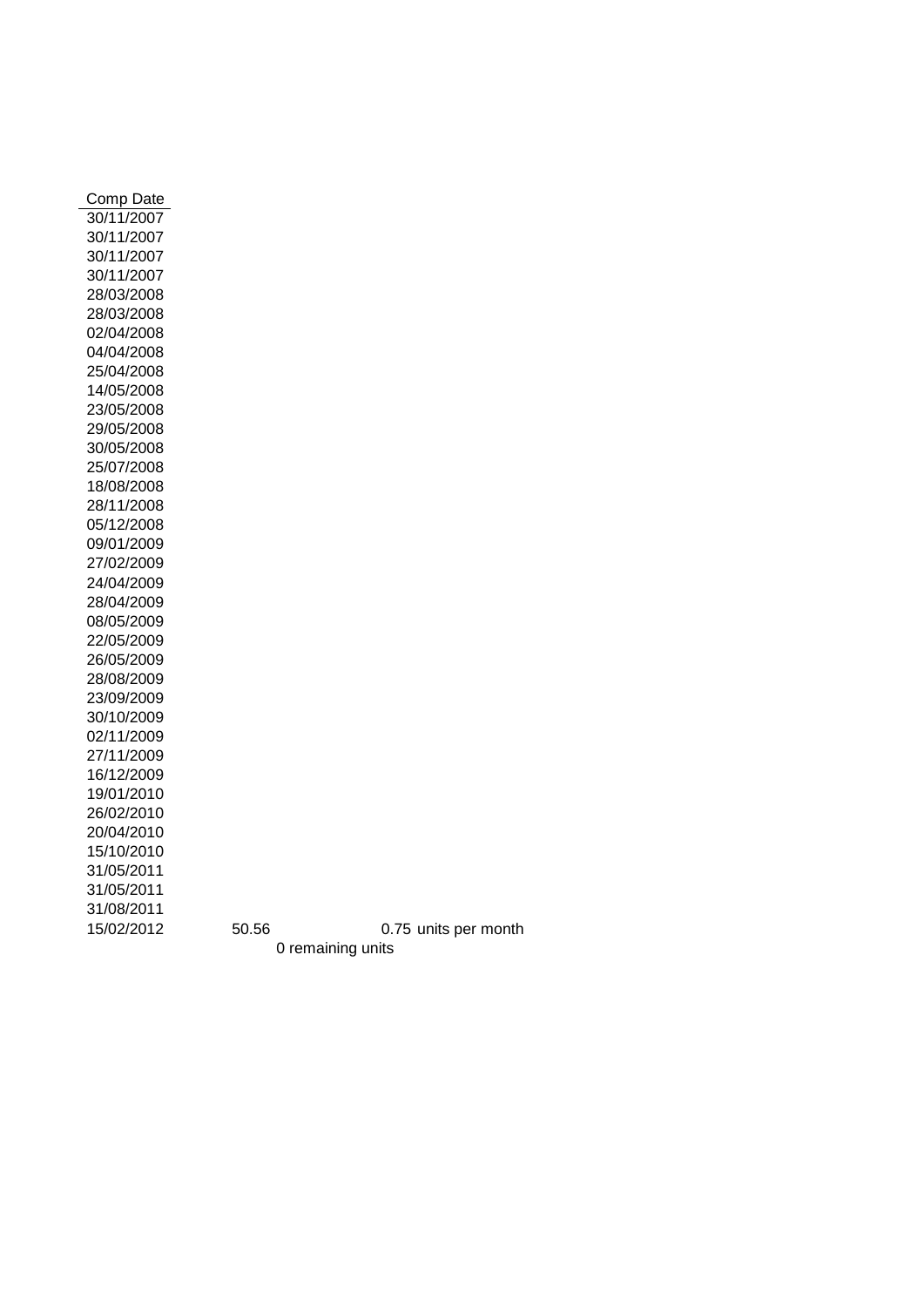| Comp Date | | | |
|---|---|---|---|
| 30/11/2007 | | | |
| 30/11/2007 | | | |
| 30/11/2007 | | | |
| 30/11/2007 | | | |
| 28/03/2008 | | | |
| 28/03/2008 | | | |
| 02/04/2008 | | | |
| 04/04/2008 | | | |
| 25/04/2008 | | | |
| 14/05/2008 | | | |
| 23/05/2008 | | | |
| 29/05/2008 | | | |
| 30/05/2008 | | | |
| 25/07/2008 | | | |
| 18/08/2008 | | | |
| 28/11/2008 | | | |
| 05/12/2008 | | | |
| 09/01/2009 | | | |
| 27/02/2009 | | | |
| 24/04/2009 | | | |
| 28/04/2009 | | | |
| 08/05/2009 | | | |
| 22/05/2009 | | | |
| 26/05/2009 | | | |
| 28/08/2009 | | | |
| 23/09/2009 | | | |
| 30/10/2009 | | | |
| 02/11/2009 | | | |
| 27/11/2009 | | | |
| 16/12/2009 | | | |
| 19/01/2010 | | | |
| 26/02/2010 | | | |
| 20/04/2010 | | | |
| 15/10/2010 | | | |
| 31/05/2011 | | | |
| 31/05/2011 | | | |
| 31/08/2011 | | | |
| 15/02/2012 | 50.56 | 0.75 | units per month |
| | 0 remaining units | | |